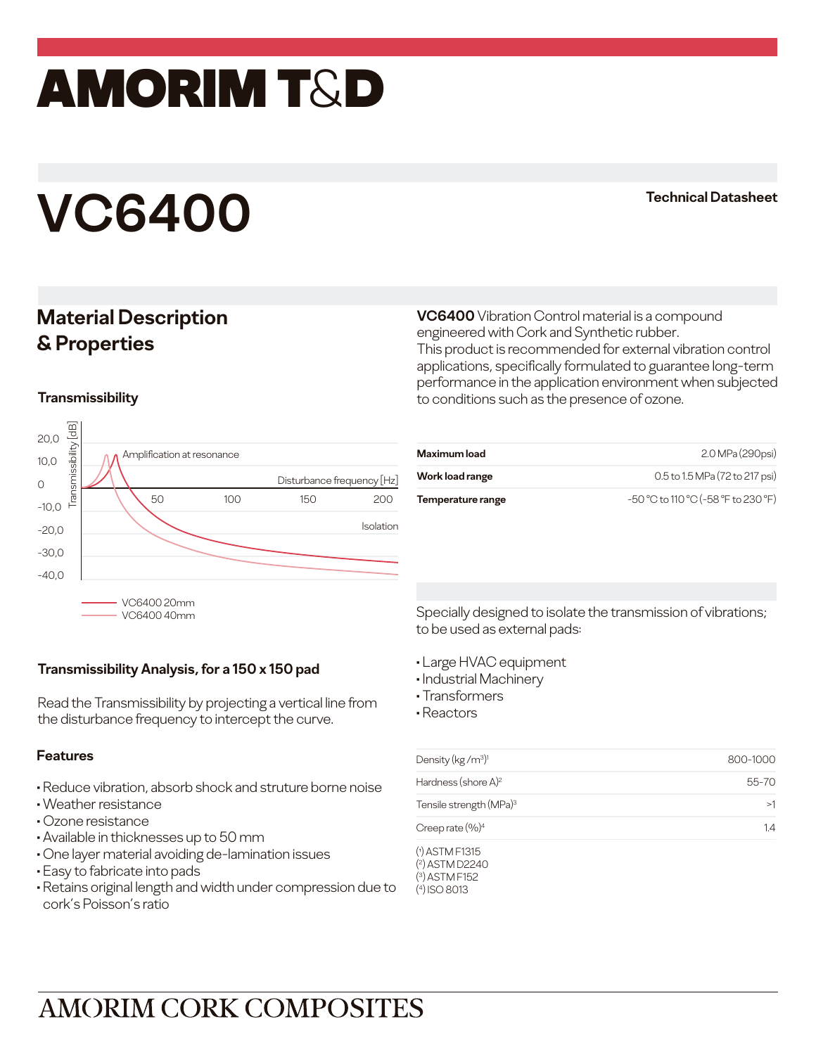# AMORIM T&D

# VC6400

**Technical Datasheet**

## Material Description & Properties

**VC6400** Vibration Control material is a compound engineered with Cork and Synthetic rubber.
This product is recommended for external vibration control applications, specifically formulated to guarantee long-term performance in the application environment when subjected to conditions such as the presence of ozone.

### Transmissibility

| | |
|---|---|
| **Maximum load** | 2.0 MPa (290psi) |
| **Work load range** | 0.5 to 1.5 MPa (72 to 217 psi) |
| **Temperature range** | -50 °C to 110 °C (-58 °F to 230 °F) |

Specially designed to isolate the transmission of vibrations; to be used as external pads:

- Large HVAC equipment
- Industrial Machinery
- Transformers
- Reactors

### Transmissibility Analysis, for a 150 x 150 pad

Read the Transmissibility by projecting a vertical line from the disturbance frequency to intercept the curve.

| | |
|---|---|
| Density (kg /m³)[1] | 800-1000 |
| Hardness (shore A)[2] | 55-70 |
| Tensile strength (MPa)[3] | >1 |
| Creep rate (%)[4] | 1.4 |

(1) ASTM F1315
(2) ASTM D2240
(3) ASTM F152
(4) ISO 8013

### Features

- Reduce vibration, absorb shock and struture borne noise
- Weather resistance
- Ozone resistance
- Available in thicknesses up to 50 mm
- One layer material avoiding de-lamination issues
- Easy to fabricate into pads
- Retains original length and width under compression due to cork's Poisson's ratio

AMORIM CORK COMPOSITES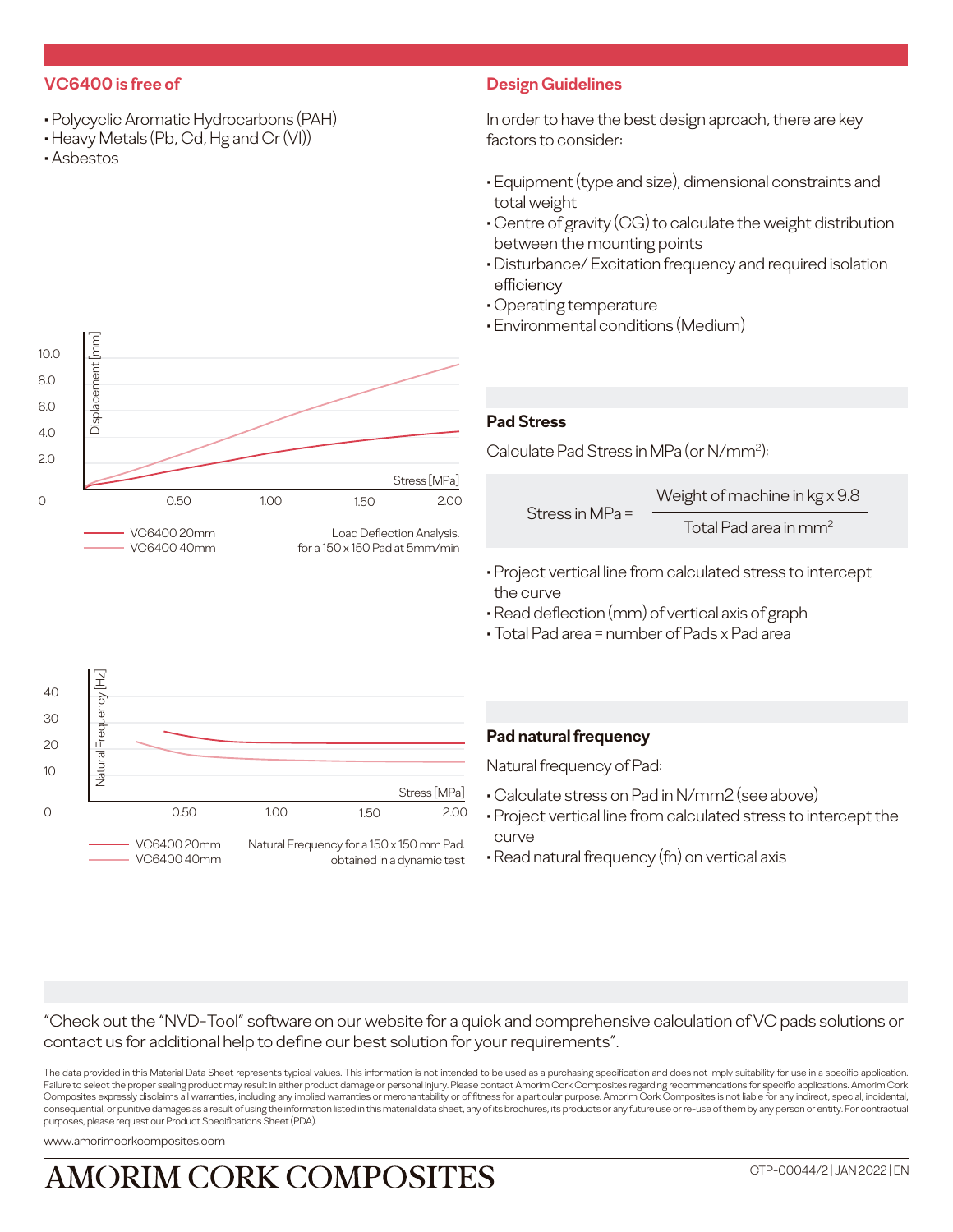## VC6400 is free of

- Polycyclic Aromatic Hydrocarbons (PAH)
- Heavy Metals (Pb, Cd, Hg and Cr (VI))
- Asbestos

10.0
8.0
6.0
4.0
2.0
0
Displacement [mm]
0.50
1.00
1.50
2.00
Stress [MPa]

VC6400 20mm
VC6400 40mm

Load Deflection Analysis. for a 150 x 150 Pad at 5mm/min

40
30
20
10
0
Natural Frequency [Hz]
0.50
1.00
1.50
2.00
Stress [MPa]

VC6400 20mm
VC6400 40mm

Natural Frequency for a 150 x 150 mm Pad. obtained in a dynamic test

## Design Guidelines

In order to have the best design aproach, there are key factors to consider:

- Equipment (type and size), dimensional constraints and total weight
- Centre of gravity (CG) to calculate the weight distribution between the mounting points
- Disturbance/ Excitation frequency and required isolation efficiency
- Operating temperature
- Environmental conditions (Medium)

### Pad Stress

Calculate Pad Stress in MPa (or $N/mm^2$):

$$\text{Stress in MPa} = \frac{\text{Weight of machine in kg} \times 9.8}{\text{Total Pad area in mm}^2}$$

- Project vertical line from calculated stress to intercept the curve
- Read deflection (mm) of vertical axis of graph
- Total Pad area = number of Pads x Pad area

### Pad natural frequency

Natural frequency of Pad:

- Calculate stress on Pad in N/mm2 (see above)
- Project vertical line from calculated stress to intercept the curve
- Read natural frequency (fn) on vertical axis

"Check out the "NVD-Tool" software on our website for a quick and comprehensive calculation of VC pads solutions or contact us for additional help to define our best solution for your requirements".

The data provided in this Material Data Sheet represents typical values. This information is not intended to be used as a purchasing specification and does not imply suitability for use in a specific application. Failure to select the proper sealing product may result in either product damage or personal injury. Please contact Amorim Cork Composites regarding recommendations for specific applications. Amorim Cork Composites expressly disclaims all warranties, including any implied warranties or merchantability or of fitness for a particular purpose. Amorim Cork Composites is not liable for any indirect, special, incidental, consequential, or punitive damages as a result of using the information listed in this material data sheet, any of its brochures, its products or any future use or re-use of them by any person or entity. For contractual purposes, please request our Product Specifications Sheet (PDA).

www.amorimcorkcomposites.com

AMORIM CORK COMPOSITES

CTP-00044/2 | JAN 2022 | EN